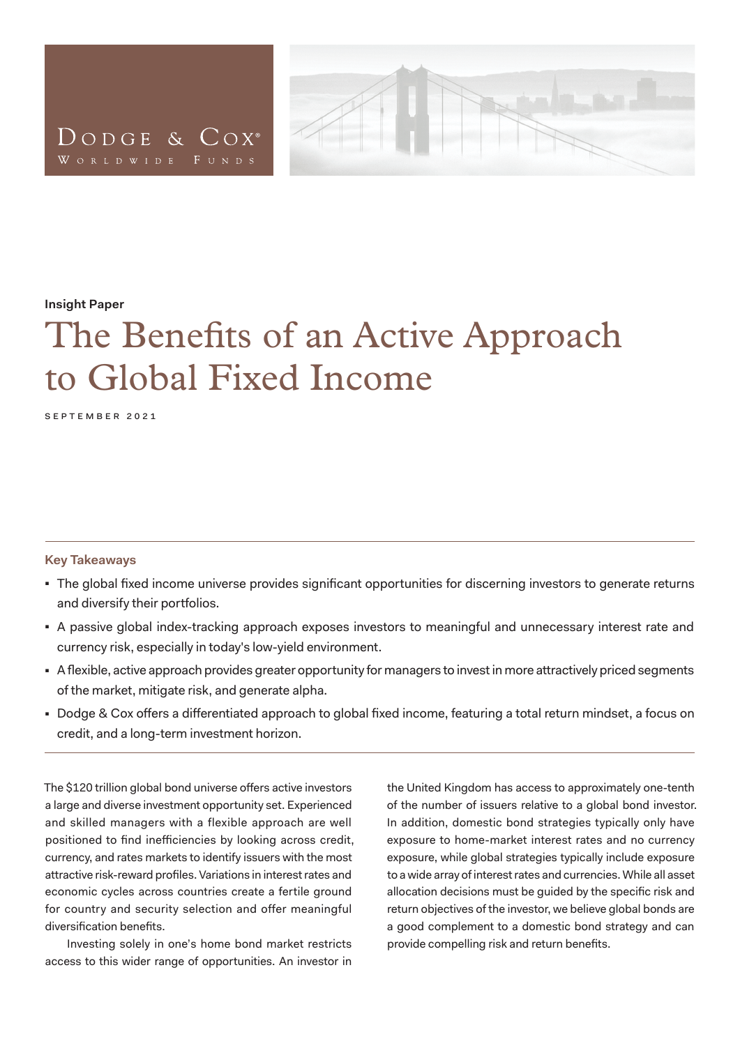Dodge & Cox®
Worldwide Funds

Insight Paper

# The Benefits of an Active Approach to Global Fixed Income

SEPTEMBER 2021

### Key Takeaways

- The global fixed income universe provides significant opportunities for discerning investors to generate returns and diversify their portfolios.
- A passive global index-tracking approach exposes investors to meaningful and unnecessary interest rate and currency risk, especially in today's low-yield environment.
- A flexible, active approach provides greater opportunity for managers to invest in more attractively priced segments of the market, mitigate risk, and generate alpha.
- Dodge & Cox offers a differentiated approach to global fixed income, featuring a total return mindset, a focus on credit, and a long-term investment horizon.

The $120 trillion global bond universe offers active investors a large and diverse investment opportunity set. Experienced and skilled managers with a flexible approach are well positioned to find inefficiencies by looking across credit, currency, and rates markets to identify issuers with the most attractive risk-reward profiles. Variations in interest rates and economic cycles across countries create a fertile ground for country and security selection and offer meaningful diversification benefits.

Investing solely in one's home bond market restricts access to this wider range of opportunities. An investor in the United Kingdom has access to approximately one-tenth of the number of issuers relative to a global bond investor. In addition, domestic bond strategies typically only have exposure to home-market interest rates and no currency exposure, while global strategies typically include exposure to a wide array of interest rates and currencies. While all asset allocation decisions must be guided by the specific risk and return objectives of the investor, we believe global bonds are a good complement to a domestic bond strategy and can provide compelling risk and return benefits.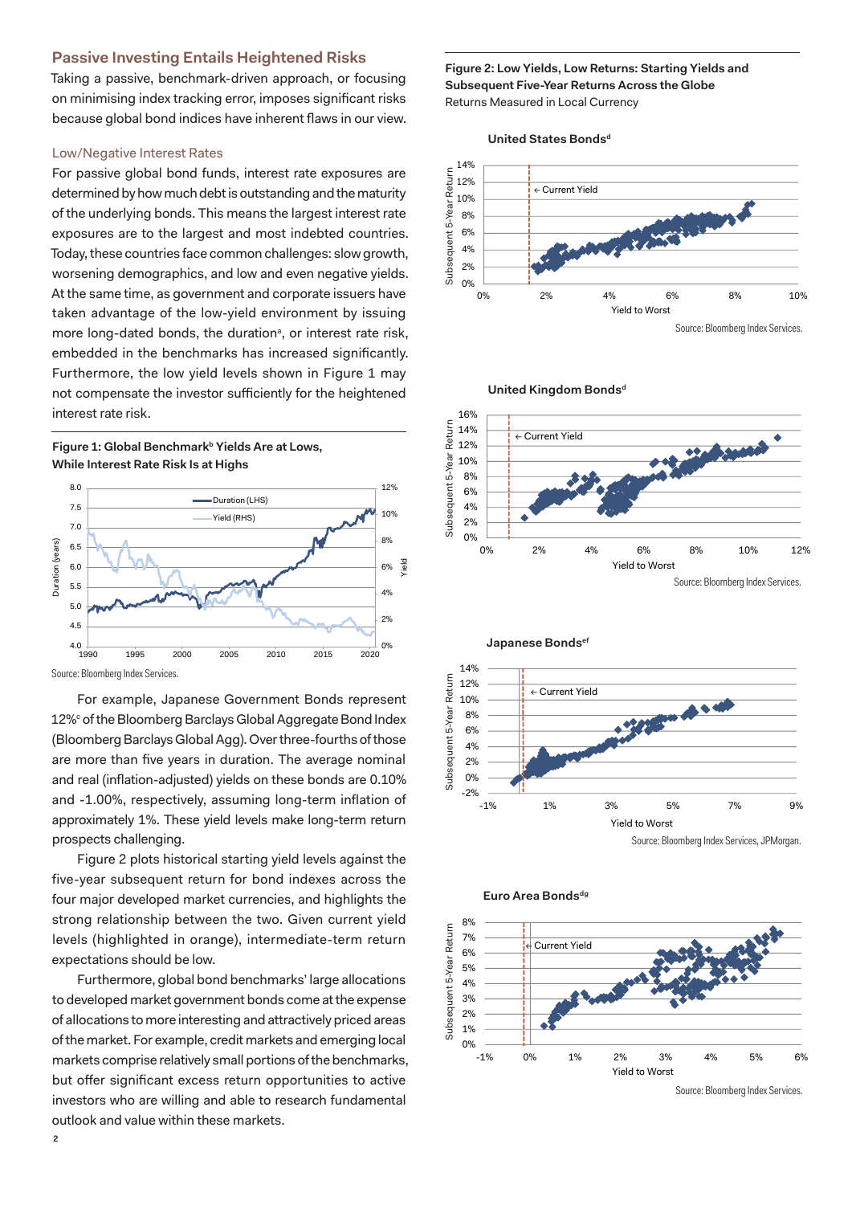## Passive Investing Entails Heightened Risks

Taking a passive, benchmark-driven approach, or focusing on minimising index tracking error, imposes significant risks because global bond indices have inherent flaws in our view.

### Low/Negative Interest Rates

For passive global bond funds, interest rate exposures are determined by how much debt is outstanding and the maturity of the underlying bonds. This means the largest interest rate exposures are to the largest and most indebted countries. Today, these countries face common challenges: slow growth, worsening demographics, and low and even negative yields. At the same time, as government and corporate issuers have taken advantage of the low-yield environment by issuing more long-dated bonds, the duration[a], or interest rate risk, embedded in the benchmarks has increased significantly. Furthermore, the low yield levels shown in Figure 1 may not compensate the investor sufficiently for the heightened interest rate risk.

**Figure 1: Global Benchmark[b] Yields Are at Lows, While Interest Rate Risk Is at Highs**

Source: Bloomberg Index Services.

For example, Japanese Government Bonds represent 12%[c] of the Bloomberg Barclays Global Aggregate Bond Index (Bloomberg Barclays Global Agg). Over three-fourths of those are more than five years in duration. The average nominal and real (inflation-adjusted) yields on these bonds are 0.10% and -1.00%, respectively, assuming long-term inflation of approximately 1%. These yield levels make long-term return prospects challenging.

Figure 2 plots historical starting yield levels against the five-year subsequent return for bond indexes across the four major developed market currencies, and highlights the strong relationship between the two. Given current yield levels (highlighted in orange), intermediate-term return expectations should be low.

Furthermore, global bond benchmarks' large allocations to developed market government bonds come at the expense of allocations to more interesting and attractively priced areas of the market. For example, credit markets and emerging local markets comprise relatively small portions of the benchmarks, but offer significant excess return opportunities to active investors who are willing and able to research fundamental outlook and value within these markets.

**Figure 2: Low Yields, Low Returns: Starting Yields and Subsequent Five-Year Returns Across the Globe**
Returns Measured in Local Currency

United States Bonds[d]

Source: Bloomberg Index Services.

United Kingdom Bonds[d]

Source: Bloomberg Index Services.

Japanese Bonds[ef]

Source: Bloomberg Index Services, JPMorgan.

Euro Area Bonds[dg]

Source: Bloomberg Index Services.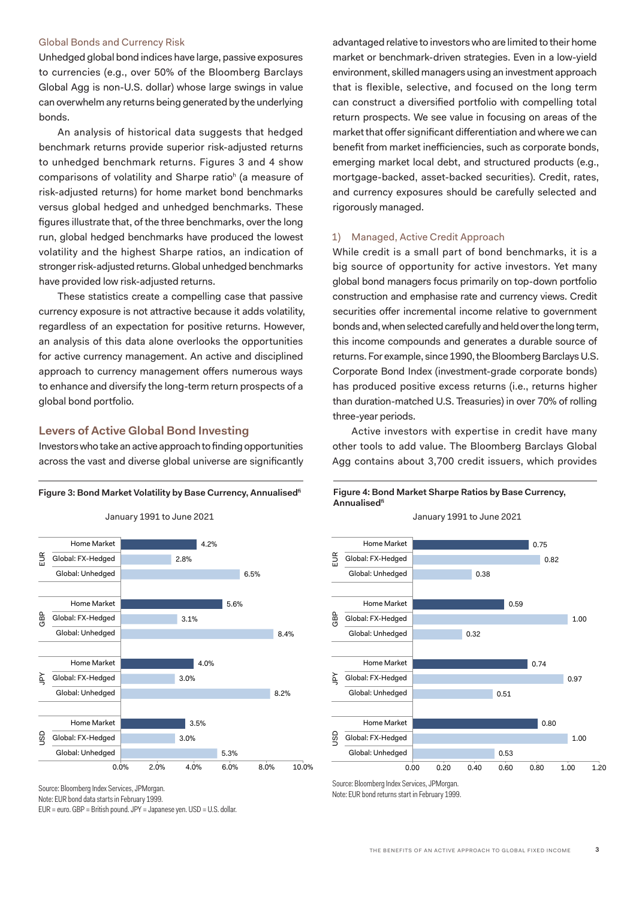### Global Bonds and Currency Risk

Unhedged global bond indices have large, passive exposures to currencies (e.g., over 50% of the Bloomberg Barclays Global Agg is non-U.S. dollar) whose large swings in value can overwhelm any returns being generated by the underlying bonds.

An analysis of historical data suggests that hedged benchmark returns provide superior risk-adjusted returns to unhedged benchmark returns. Figures 3 and 4 show comparisons of volatility and Sharpe ratio[h] (a measure of risk-adjusted returns) for home market bond benchmarks versus global hedged and unhedged benchmarks. These figures illustrate that, of the three benchmarks, over the long run, global hedged benchmarks have produced the lowest volatility and the highest Sharpe ratios, an indication of stronger risk-adjusted returns. Global unhedged benchmarks have provided low risk-adjusted returns.

These statistics create a compelling case that passive currency exposure is not attractive because it adds volatility, regardless of an expectation for positive returns. However, an analysis of this data alone overlooks the opportunities for active currency management. An active and disciplined approach to currency management offers numerous ways to enhance and diversify the long-term return prospects of a global bond portfolio.

## Levers of Active Global Bond Investing

Investors who take an active approach to finding opportunities across the vast and diverse global universe are significantly advantaged relative to investors who are limited to their home market or benchmark-driven strategies. Even in a low-yield environment, skilled managers using an investment approach that is flexible, selective, and focused on the long term can construct a diversified portfolio with compelling total return prospects. We see value in focusing on areas of the market that offer significant differentiation and where we can benefit from market inefficiencies, such as corporate bonds, emerging market local debt, and structured products (e.g., mortgage-backed, asset-backed securities). Credit, rates, and currency exposures should be carefully selected and rigorously managed.

### 1) Managed, Active Credit Approach

While credit is a small part of bond benchmarks, it is a big source of opportunity for active investors. Yet many global bond managers focus primarily on top-down portfolio construction and emphasise rate and currency views. Credit securities offer incremental income relative to government bonds and, when selected carefully and held over the long term, this income compounds and generates a durable source of returns. For example, since 1990, the Bloomberg Barclays U.S. Corporate Bond Index (investment-grade corporate bonds) has produced positive excess returns (i.e., returns higher than duration-matched U.S. Treasuries) in over 70% of rolling three-year periods.

Active investors with expertise in credit have many other tools to add value. The Bloomberg Barclays Global Agg contains about 3,700 credit issuers, which provides

**Figure 3: Bond Market Volatility by Base Currency, Annualised[fi]**

January 1991 to June 2021

| Base Currency | Benchmark | Volatility |
|---|---|---|
| EUR | Home Market | 4.2% |
| | Global: FX-Hedged | 2.8% |
| | Global: Unhedged | 6.5% |
| GBP | Home Market | 5.6% |
| | Global: FX-Hedged | 3.1% |
| | Global: Unhedged | 8.4% |
| JPY | Home Market | 4.0% |
| | Global: FX-Hedged | 3.0% |
| | Global: Unhedged | 8.2% |
| USD | Home Market | 3.5% |
| | Global: FX-Hedged | 3.0% |
| | Global: Unhedged | 5.3% |

Source: Bloomberg Index Services, JPMorgan.
Note: EUR bond data starts in February 1999.
EUR = euro. GBP = British pound. JPY = Japanese yen. USD = U.S. dollar.

**Figure 4: Bond Market Sharpe Ratios by Base Currency, Annualised[fi]**

January 1991 to June 2021

| Base Currency | Benchmark | Sharpe Ratio |
|---|---|---|
| EUR | Home Market | 0.75 |
| | Global: FX-Hedged | 0.82 |
| | Global: Unhedged | 0.38 |
| GBP | Home Market | 0.59 |
| | Global: FX-Hedged | 1.00 |
| | Global: Unhedged | 0.32 |
| JPY | Home Market | 0.74 |
| | Global: FX-Hedged | 0.97 |
| | Global: Unhedged | 0.51 |
| USD | Home Market | 0.80 |
| | Global: FX-Hedged | 1.00 |
| | Global: Unhedged | 0.53 |

Source: Bloomberg Index Services, JPMorgan.
Note: EUR bond returns start in February 1999.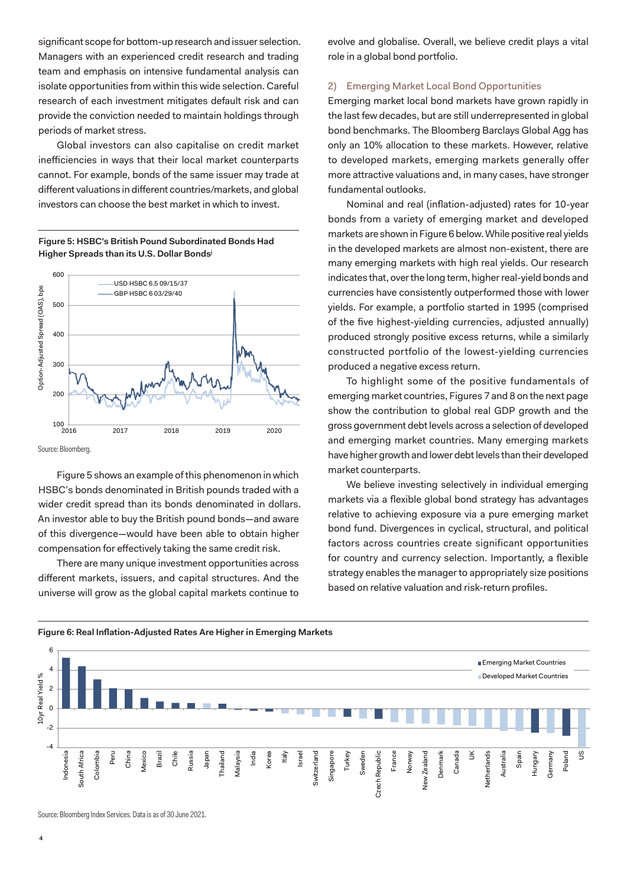significant scope for bottom-up research and issuer selection. Managers with an experienced credit research and trading team and emphasis on intensive fundamental analysis can isolate opportunities from within this wide selection. Careful research of each investment mitigates default risk and can provide the conviction needed to maintain holdings through periods of market stress.

Global investors can also capitalise on credit market inefficiencies in ways that their local market counterparts cannot. For example, bonds of the same issuer may trade at different valuations in different countries/markets, and global investors can choose the best market in which to invest.

**Figure 5: HSBC's British Pound Subordinated Bonds Had Higher Spreads than its U.S. Dollar Bonds**[i]

Source: Bloomberg.

Figure 5 shows an example of this phenomenon in which HSBC's bonds denominated in British pounds traded with a wider credit spread than its bonds denominated in dollars. An investor able to buy the British pound bonds—and aware of this divergence—would have been able to obtain higher compensation for effectively taking the same credit risk.

There are many unique investment opportunities across different markets, issuers, and capital structures. And the universe will grow as the global capital markets continue to evolve and globalise. Overall, we believe credit plays a vital role in a global bond portfolio.

## 2) Emerging Market Local Bond Opportunities

Emerging market local bond markets have grown rapidly in the last few decades, but are still underrepresented in global bond benchmarks. The Bloomberg Barclays Global Agg has only an 10% allocation to these markets. However, relative to developed markets, emerging markets generally offer more attractive valuations and, in many cases, have stronger fundamental outlooks.

Nominal and real (inflation-adjusted) rates for 10-year bonds from a variety of emerging market and developed markets are shown in Figure 6 below. While positive real yields in the developed markets are almost non-existent, there are many emerging markets with high real yields. Our research indicates that, over the long term, higher real-yield bonds and currencies have consistently outperformed those with lower yields. For example, a portfolio started in 1995 (comprised of the five highest-yielding currencies, adjusted annually) produced strongly positive excess returns, while a similarly constructed portfolio of the lowest-yielding currencies produced a negative excess return.

To highlight some of the positive fundamentals of emerging market countries, Figures 7 and 8 on the next page show the contribution to global real GDP growth and the gross government debt levels across a selection of developed and emerging market countries. Many emerging markets have higher growth and lower debt levels than their developed market counterparts.

We believe investing selectively in individual emerging markets via a flexible global bond strategy has advantages relative to achieving exposure via a pure emerging market bond fund. Divergences in cyclical, structural, and political factors across countries create significant opportunities for country and currency selection. Importantly, a flexible strategy enables the manager to appropriately size positions based on relative valuation and risk-return profiles.

**Figure 6: Real Inflation-Adjusted Rates Are Higher in Emerging Markets**

Source: Bloomberg Index Services. Data is as of 30 June 2021.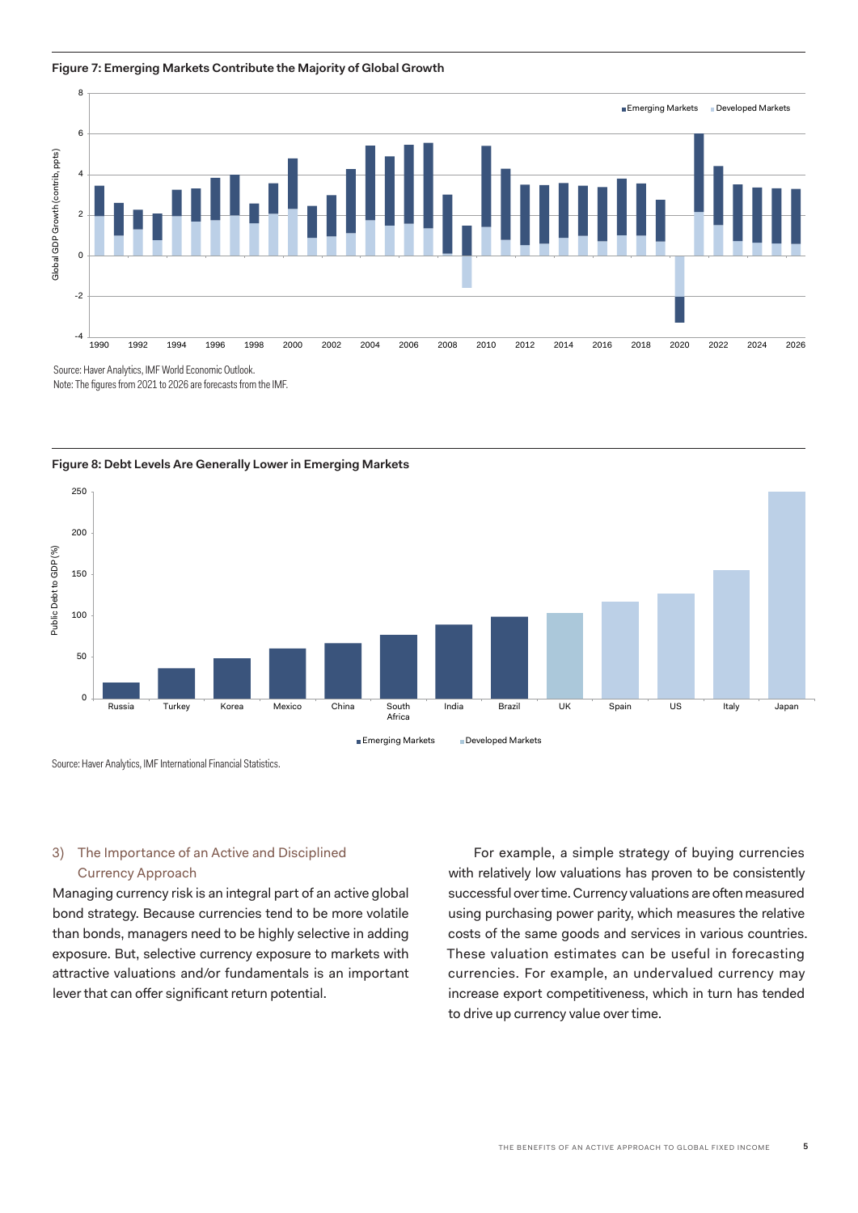**Figure 7: Emerging Markets Contribute the Majority of Global Growth**

Source: Haver Analytics, IMF World Economic Outlook.
Note: The figures from 2021 to 2026 are forecasts from the IMF.

**Figure 8: Debt Levels Are Generally Lower in Emerging Markets**

Source: Haver Analytics, IMF International Financial Statistics.

## 3) The Importance of an Active and Disciplined Currency Approach

Managing currency risk is an integral part of an active global bond strategy. Because currencies tend to be more volatile than bonds, managers need to be highly selective in adding exposure. But, selective currency exposure to markets with attractive valuations and/or fundamentals is an important lever that can offer significant return potential.

For example, a simple strategy of buying currencies with relatively low valuations has proven to be consistently successful over time. Currency valuations are often measured using purchasing power parity, which measures the relative costs of the same goods and services in various countries. These valuation estimates can be useful in forecasting currencies. For example, an undervalued currency may increase export competitiveness, which in turn has tended to drive up currency value over time.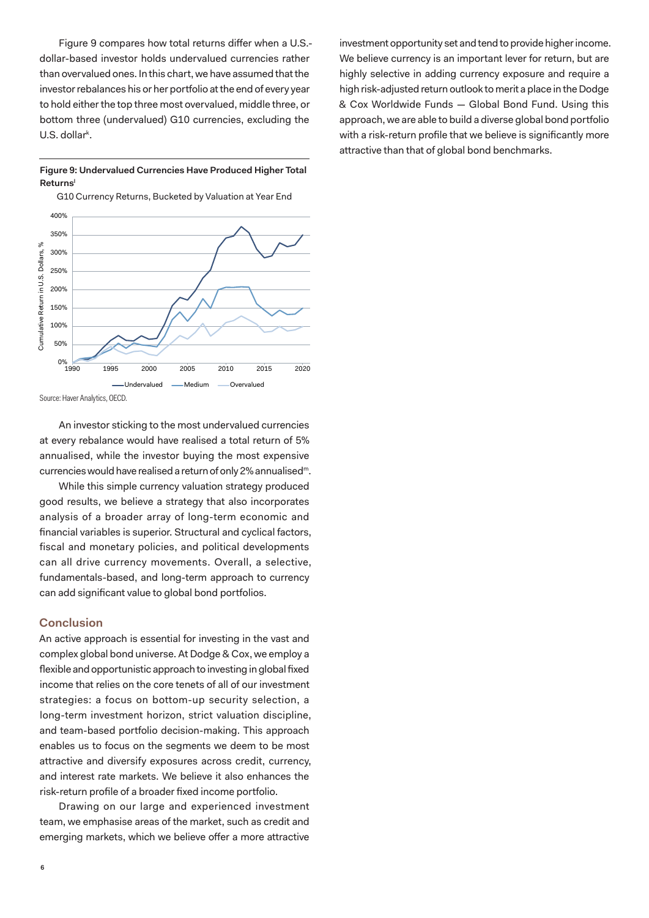Figure 9 compares how total returns differ when a U.S.-dollar-based investor holds undervalued currencies rather than overvalued ones. In this chart, we have assumed that the investor rebalances his or her portfolio at the end of every year to hold either the top three most overvalued, middle three, or bottom three (undervalued) G10 currencies, excluding the U.S. dollar[k].

**Figure 9: Undervalued Currencies Have Produced Higher Total Returns**[l]

G10 Currency Returns, Bucketed by Valuation at Year End

Source: Haver Analytics, OECD.

An investor sticking to the most undervalued currencies at every rebalance would have realised a total return of 5% annualised, while the investor buying the most expensive currencies would have realised a return of only 2% annualised[m].

While this simple currency valuation strategy produced good results, we believe a strategy that also incorporates analysis of a broader array of long-term economic and financial variables is superior. Structural and cyclical factors, fiscal and monetary policies, and political developments can all drive currency movements. Overall, a selective, fundamentals-based, and long-term approach to currency can add significant value to global bond portfolios.

## Conclusion

An active approach is essential for investing in the vast and complex global bond universe. At Dodge & Cox, we employ a flexible and opportunistic approach to investing in global fixed income that relies on the core tenets of all of our investment strategies: a focus on bottom-up security selection, a long-term investment horizon, strict valuation discipline, and team-based portfolio decision-making. This approach enables us to focus on the segments we deem to be most attractive and diversify exposures across credit, currency, and interest rate markets. We believe it also enhances the risk-return profile of a broader fixed income portfolio.

Drawing on our large and experienced investment team, we emphasise areas of the market, such as credit and emerging markets, which we believe offer a more attractive investment opportunity set and tend to provide higher income. We believe currency is an important lever for return, but are highly selective in adding currency exposure and require a high risk-adjusted return outlook to merit a place in the Dodge & Cox Worldwide Funds — Global Bond Fund. Using this approach, we are able to build a diverse global bond portfolio with a risk-return profile that we believe is significantly more attractive than that of global bond benchmarks.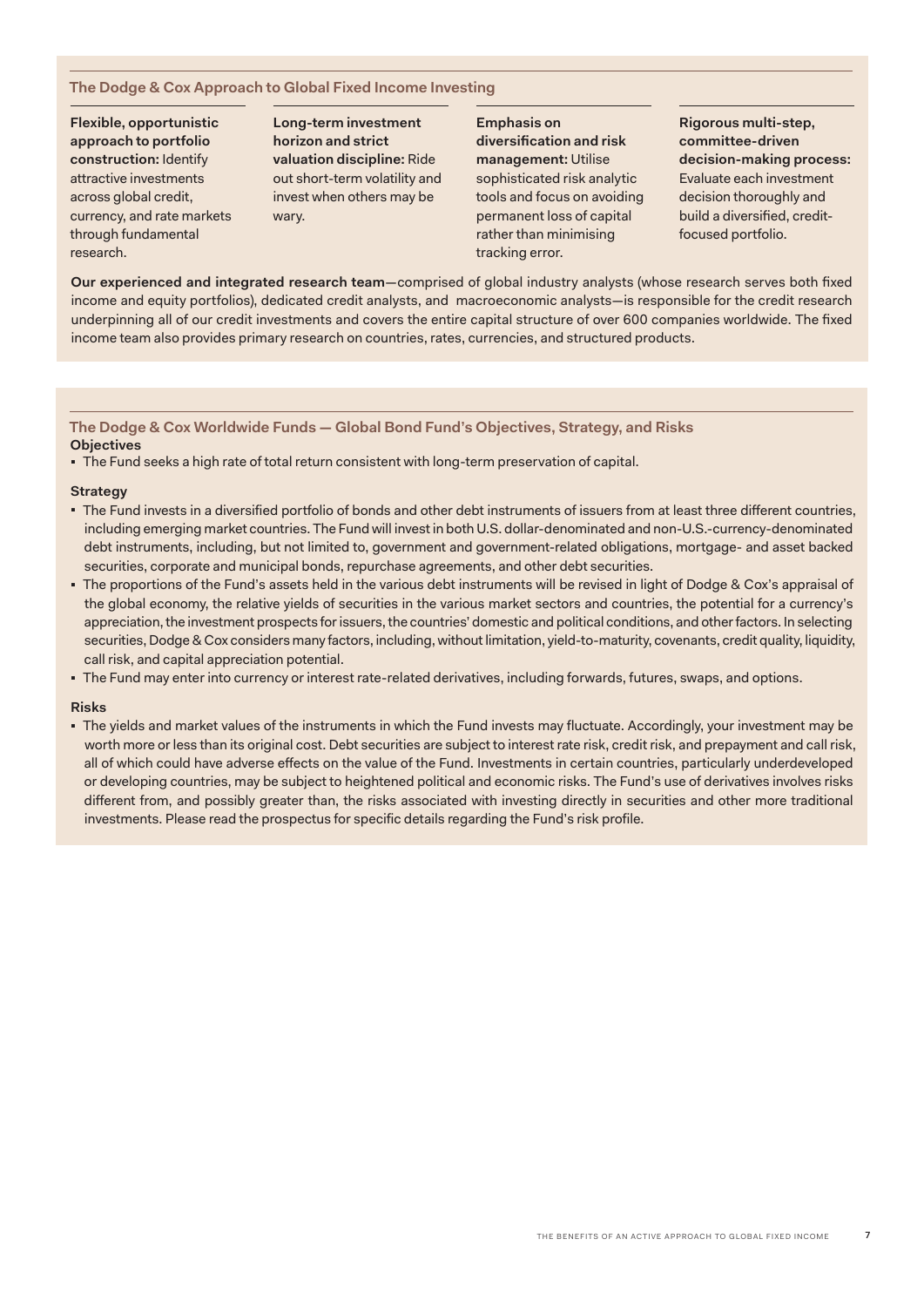## The Dodge & Cox Approach to Global Fixed Income Investing

**Flexible, opportunistic approach to portfolio construction:** Identify attractive investments across global credit, currency, and rate markets through fundamental research.

**Long-term investment horizon and strict valuation discipline:** Ride out short-term volatility and invest when others may be wary.

**Emphasis on diversification and risk management:** Utilise sophisticated risk analytic tools and focus on avoiding permanent loss of capital rather than minimising tracking error.

**Rigorous multi-step, committee-driven decision-making process:** Evaluate each investment decision thoroughly and build a diversified, credit-focused portfolio.

**Our experienced and integrated research team**—comprised of global industry analysts (whose research serves both fixed income and equity portfolios), dedicated credit analysts, and macroeconomic analysts—is responsible for the credit research underpinning all of our credit investments and covers the entire capital structure of over 600 companies worldwide. The fixed income team also provides primary research on countries, rates, currencies, and structured products.

## The Dodge & Cox Worldwide Funds — Global Bond Fund's Objectives, Strategy, and Risks

**Objectives**

- The Fund seeks a high rate of total return consistent with long-term preservation of capital.

**Strategy**

- The Fund invests in a diversified portfolio of bonds and other debt instruments of issuers from at least three different countries, including emerging market countries. The Fund will invest in both U.S. dollar-denominated and non-U.S.-currency-denominated debt instruments, including, but not limited to, government and government-related obligations, mortgage- and asset backed securities, corporate and municipal bonds, repurchase agreements, and other debt securities.
- The proportions of the Fund's assets held in the various debt instruments will be revised in light of Dodge & Cox's appraisal of the global economy, the relative yields of securities in the various market sectors and countries, the potential for a currency's appreciation, the investment prospects for issuers, the countries' domestic and political conditions, and other factors. In selecting securities, Dodge & Cox considers many factors, including, without limitation, yield-to-maturity, covenants, credit quality, liquidity, call risk, and capital appreciation potential.
- The Fund may enter into currency or interest rate-related derivatives, including forwards, futures, swaps, and options.

**Risks**

- The yields and market values of the instruments in which the Fund invests may fluctuate. Accordingly, your investment may be worth more or less than its original cost. Debt securities are subject to interest rate risk, credit risk, and prepayment and call risk, all of which could have adverse effects on the value of the Fund. Investments in certain countries, particularly underdeveloped or developing countries, may be subject to heightened political and economic risks. The Fund's use of derivatives involves risks different from, and possibly greater than, the risks associated with investing directly in securities and other more traditional investments. Please read the prospectus for specific details regarding the Fund's risk profile.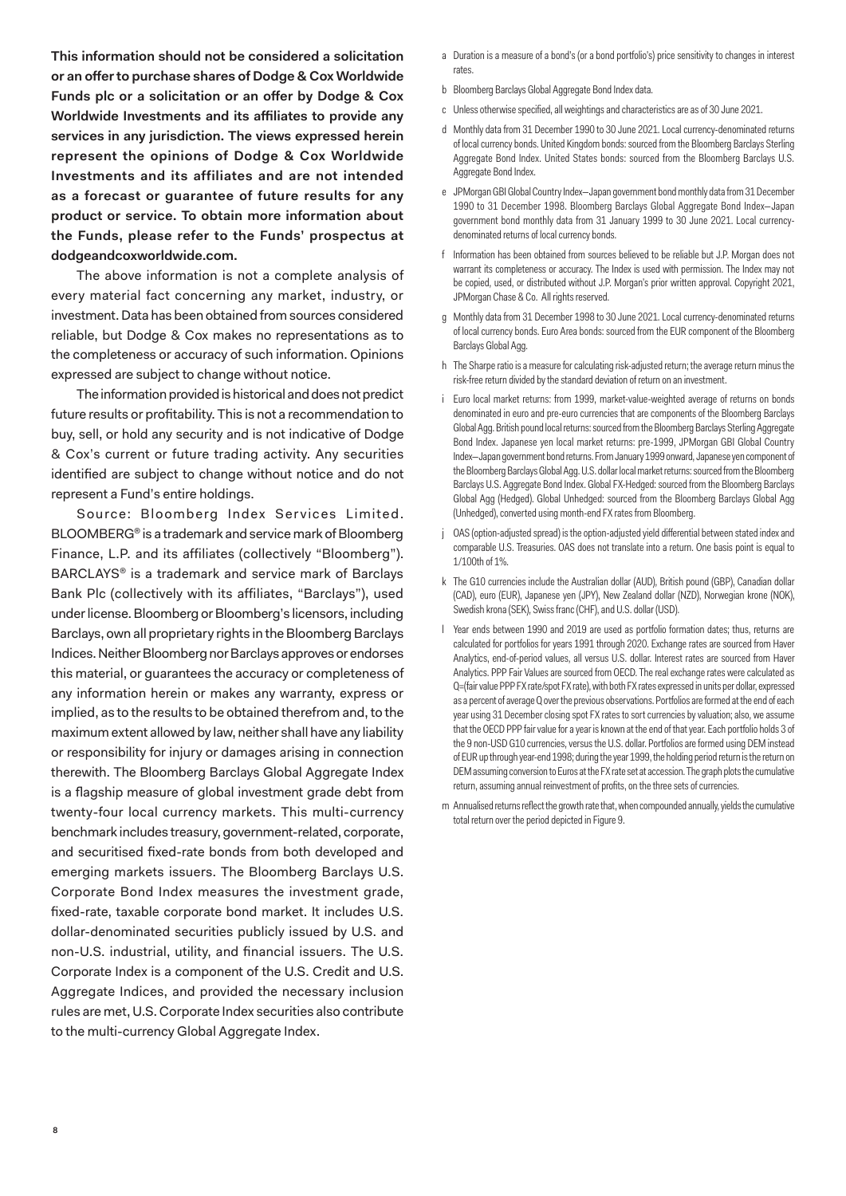**This information should not be considered a solicitation or an offer to purchase shares of Dodge & Cox Worldwide Funds plc or a solicitation or an offer by Dodge & Cox Worldwide Investments and its affiliates to provide any services in any jurisdiction. The views expressed herein represent the opinions of Dodge & Cox Worldwide Investments and its affiliates and are not intended as a forecast or guarantee of future results for any product or service. To obtain more information about the Funds, please refer to the Funds' prospectus at dodgeandcoxworldwide.com.**

The above information is not a complete analysis of every material fact concerning any market, industry, or investment. Data has been obtained from sources considered reliable, but Dodge & Cox makes no representations as to the completeness or accuracy of such information. Opinions expressed are subject to change without notice.

The information provided is historical and does not predict future results or profitability. This is not a recommendation to buy, sell, or hold any security and is not indicative of Dodge & Cox's current or future trading activity. Any securities identified are subject to change without notice and do not represent a Fund's entire holdings.

Source: Bloomberg Index Services Limited. BLOOMBERG® is a trademark and service mark of Bloomberg Finance, L.P. and its affiliates (collectively "Bloomberg"). BARCLAYS® is a trademark and service mark of Barclays Bank Plc (collectively with its affiliates, "Barclays"), used under license. Bloomberg or Bloomberg's licensors, including Barclays, own all proprietary rights in the Bloomberg Barclays Indices. Neither Bloomberg nor Barclays approves or endorses this material, or guarantees the accuracy or completeness of any information herein or makes any warranty, express or implied, as to the results to be obtained therefrom and, to the maximum extent allowed by law, neither shall have any liability or responsibility for injury or damages arising in connection therewith. The Bloomberg Barclays Global Aggregate Index is a flagship measure of global investment grade debt from twenty-four local currency markets. This multi-currency benchmark includes treasury, government-related, corporate, and securitised fixed-rate bonds from both developed and emerging markets issuers. The Bloomberg Barclays U.S. Corporate Bond Index measures the investment grade, fixed-rate, taxable corporate bond market. It includes U.S. dollar-denominated securities publicly issued by U.S. and non-U.S. industrial, utility, and financial issuers. The U.S. Corporate Index is a component of the U.S. Credit and U.S. Aggregate Indices, and provided the necessary inclusion rules are met, U.S. Corporate Index securities also contribute to the multi-currency Global Aggregate Index.

a Duration is a measure of a bond's (or a bond portfolio's) price sensitivity to changes in interest rates.

b Bloomberg Barclays Global Aggregate Bond Index data.

c Unless otherwise specified, all weightings and characteristics are as of 30 June 2021.

d Monthly data from 31 December 1990 to 30 June 2021. Local currency-denominated returns of local currency bonds. United Kingdom bonds: sourced from the Bloomberg Barclays Sterling Aggregate Bond Index. United States bonds: sourced from the Bloomberg Barclays U.S. Aggregate Bond Index.

e JPMorgan GBI Global Country Index—Japan government bond monthly data from 31 December 1990 to 31 December 1998. Bloomberg Barclays Global Aggregate Bond Index—Japan government bond monthly data from 31 January 1999 to 30 June 2021. Local currency-denominated returns of local currency bonds.

f Information has been obtained from sources believed to be reliable but J.P. Morgan does not warrant its completeness or accuracy. The Index is used with permission. The Index may not be copied, used, or distributed without J.P. Morgan's prior written approval. Copyright 2021, JPMorgan Chase & Co. All rights reserved.

g Monthly data from 31 December 1998 to 30 June 2021. Local currency-denominated returns of local currency bonds. Euro Area bonds: sourced from the EUR component of the Bloomberg Barclays Global Agg.

h The Sharpe ratio is a measure for calculating risk-adjusted return; the average return minus the risk-free return divided by the standard deviation of return on an investment.

i Euro local market returns: from 1999, market-value-weighted average of returns on bonds denominated in euro and pre-euro currencies that are components of the Bloomberg Barclays Global Agg. British pound local returns: sourced from the Bloomberg Barclays Sterling Aggregate Bond Index. Japanese yen local market returns: pre-1999, JPMorgan GBI Global Country Index—Japan government bond returns. From January 1999 onward, Japanese yen component of the Bloomberg Barclays Global Agg. U.S. dollar local market returns: sourced from the Bloomberg Barclays U.S. Aggregate Bond Index. Global FX-Hedged: sourced from the Bloomberg Barclays Global Agg (Hedged). Global Unhedged: sourced from the Bloomberg Barclays Global Agg (Unhedged), converted using month-end FX rates from Bloomberg.

j OAS (option-adjusted spread) is the option-adjusted yield differential between stated index and comparable U.S. Treasuries. OAS does not translate into a return. One basis point is equal to 1/100th of 1%.

k The G10 currencies include the Australian dollar (AUD), British pound (GBP), Canadian dollar (CAD), euro (EUR), Japanese yen (JPY), New Zealand dollar (NZD), Norwegian krone (NOK), Swedish krona (SEK), Swiss franc (CHF), and U.S. dollar (USD).

l Year ends between 1990 and 2019 are used as portfolio formation dates; thus, returns are calculated for portfolios for years 1991 through 2020. Exchange rates are sourced from Haver Analytics, end-of-period values, all versus U.S. dollar. Interest rates are sourced from Haver Analytics. PPP Fair Values are sourced from OECD. The real exchange rates were calculated as Q=(fair value PPP FX rate/spot FX rate), with both FX rates expressed in units per dollar, expressed as a percent of average Q over the previous observations. Portfolios are formed at the end of each year using 31 December closing spot FX rates to sort currencies by valuation; also, we assume that the OECD PPP fair value for a year is known at the end of that year. Each portfolio holds 3 of the 9 non-USD G10 currencies, versus the U.S. dollar. Portfolios are formed using DEM instead of EUR up through year-end 1998; during the year 1999, the holding period return is the return on DEM assuming conversion to Euros at the FX rate set at accession. The graph plots the cumulative return, assuming annual reinvestment of profits, on the three sets of currencies.

m Annualised returns reflect the growth rate that, when compounded annually, yields the cumulative total return over the period depicted in Figure 9.